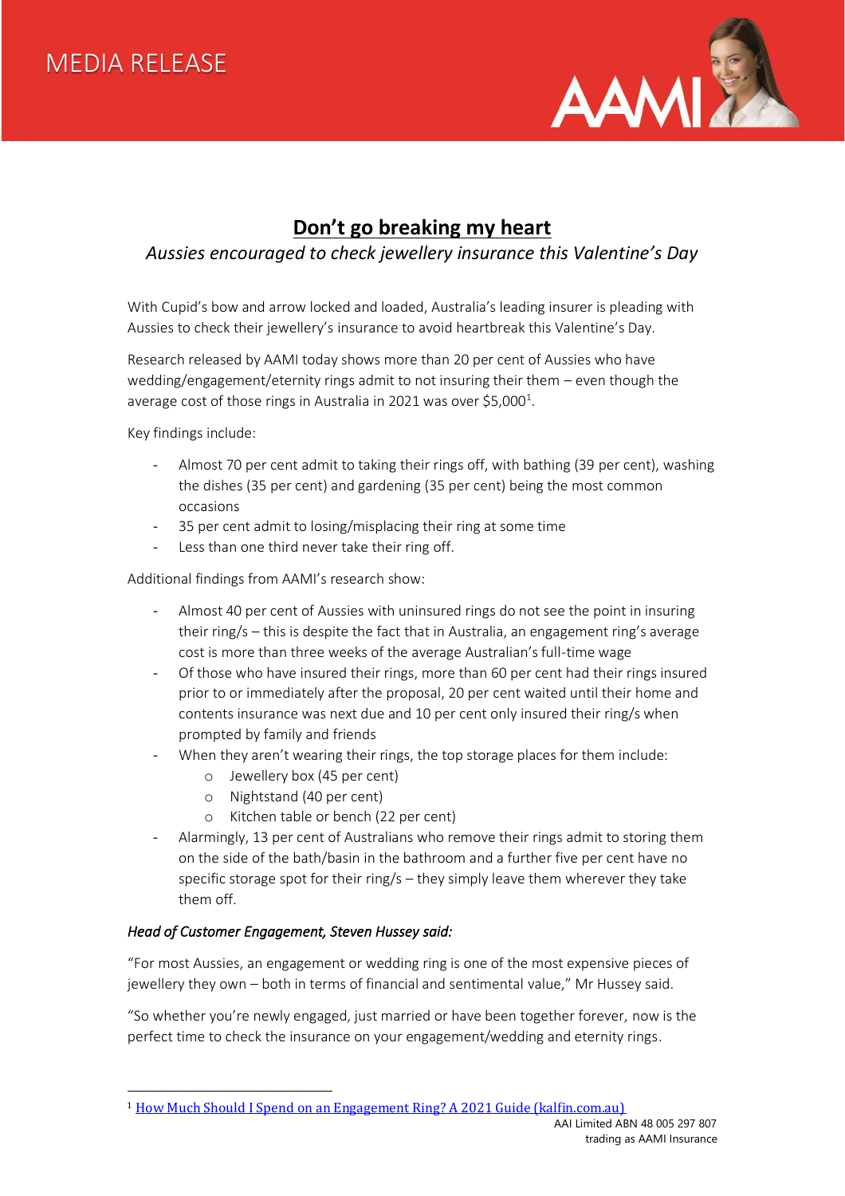MEDIA RELEASE

# Don't go breaking my heart

*Aussies encouraged to check jewellery insurance this Valentine's Day*

With Cupid's bow and arrow locked and loaded, Australia's leading insurer is pleading with Aussies to check their jewellery's insurance to avoid heartbreak this Valentine's Day.

Research released by AAMI today shows more than 20 per cent of Aussies who have wedding/engagement/eternity rings admit to not insuring their them – even though the average cost of those rings in Australia in 2021 was over $5,000[1].

Key findings include:

- Almost 70 per cent admit to taking their rings off, with bathing (39 per cent), washing the dishes (35 per cent) and gardening (35 per cent) being the most common occasions
- 35 per cent admit to losing/misplacing their ring at some time
- Less than one third never take their ring off.

Additional findings from AAMI's research show:

- Almost 40 per cent of Aussies with uninsured rings do not see the point in insuring their ring/s – this is despite the fact that in Australia, an engagement ring's average cost is more than three weeks of the average Australian's full-time wage
- Of those who have insured their rings, more than 60 per cent had their rings insured prior to or immediately after the proposal, 20 per cent waited until their home and contents insurance was next due and 10 per cent only insured their ring/s when prompted by family and friends
- When they aren't wearing their rings, the top storage places for them include:
  - Jewellery box (45 per cent)
  - Nightstand (40 per cent)
  - Kitchen table or bench (22 per cent)
- Alarmingly, 13 per cent of Australians who remove their rings admit to storing them on the side of the bath/basin in the bathroom and a further five per cent have no specific storage spot for their ring/s – they simply leave them wherever they take them off.

*Head of Customer Engagement, Steven Hussey said:*

"For most Aussies, an engagement or wedding ring is one of the most expensive pieces of jewellery they own – both in terms of financial and sentimental value," Mr Hussey said.

"So whether you're newly engaged, just married or have been together forever, now is the perfect time to check the insurance on your engagement/wedding and eternity rings.

[1] How Much Should I Spend on an Engagement Ring? A 2021 Guide (kalfin.com.au)

AAI Limited ABN 48 005 297 807
trading as AAMI Insurance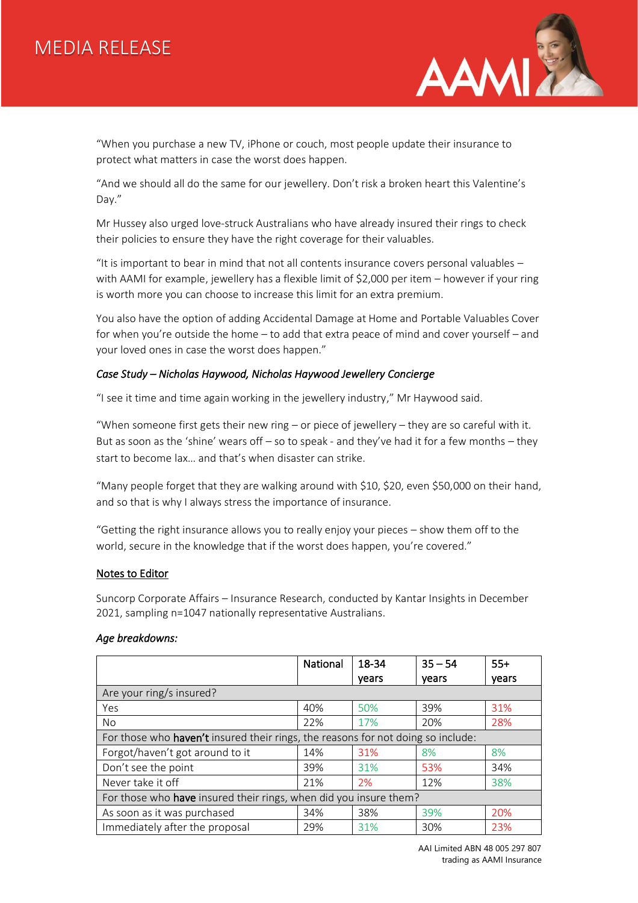“When you purchase a new TV, iPhone or couch, most people update their insurance to protect what matters in case the worst does happen.

“And we should all do the same for our jewellery. Don’t risk a broken heart this Valentine’s Day.”

Mr Hussey also urged love-struck Australians who have already insured their rings to check their policies to ensure they have the right coverage for their valuables.

“It is important to bear in mind that not all contents insurance covers personal valuables – with AAMI for example, jewellery has a flexible limit of $2,000 per item – however if your ring is worth more you can choose to increase this limit for an extra premium.

You also have the option of adding Accidental Damage at Home and Portable Valuables Cover for when you’re outside the home – to add that extra peace of mind and cover yourself – and your loved ones in case the worst does happen.”

*Case Study – Nicholas Haywood, Nicholas Haywood Jewellery Concierge*

“I see it time and time again working in the jewellery industry,” Mr Haywood said.

“When someone first gets their new ring – or piece of jewellery – they are so careful with it. But as soon as the ‘shine’ wears off – so to speak - and they’ve had it for a few months – they start to become lax… and that’s when disaster can strike.

“Many people forget that they are walking around with $10, $20, even $50,000 on their hand, and so that is why I always stress the importance of insurance.

“Getting the right insurance allows you to really enjoy your pieces – show them off to the world, secure in the knowledge that if the worst does happen, you’re covered.”

## Notes to Editor

Suncorp Corporate Affairs – Insurance Research, conducted by Kantar Insights in December 2021, sampling n=1047 nationally representative Australians.

*Age breakdowns:*

| | National | 18-34 years | 35 – 54 years | 55+ years |
|---|---|---|---|---|
| Are your ring/s insured? | | | | |
| Yes | 40% | 50% | 39% | 31% |
| No | 22% | 17% | 20% | 28% |
| For those who **haven’t** insured their rings, the reasons for not doing so include: | | | | |
| Forgot/haven’t got around to it | 14% | 31% | 8% | 8% |
| Don’t see the point | 39% | 31% | 53% | 34% |
| Never take it off | 21% | 2% | 12% | 38% |
| For those who **have** insured their rings, when did you insure them? | | | | |
| As soon as it was purchased | 34% | 38% | 39% | 20% |
| Immediately after the proposal | 29% | 31% | 30% | 23% |

AAI Limited ABN 48 005 297 807
trading as AAMI Insurance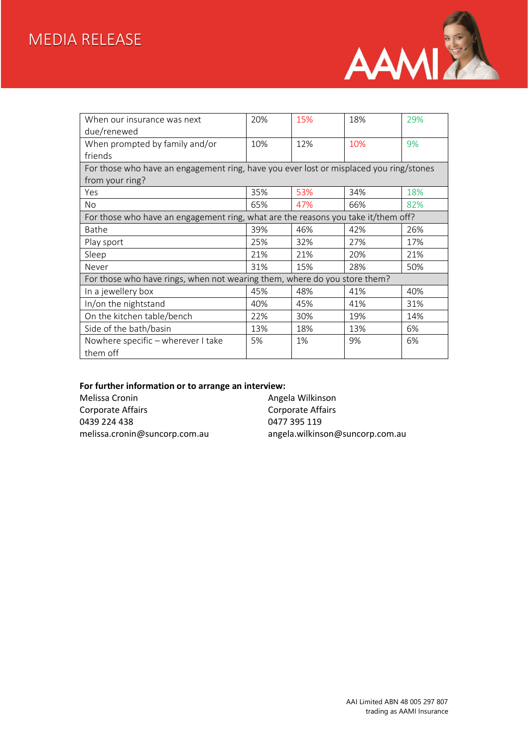# MEDIA RELEASE

| | | | | |
|---|---|---|---|---|
| When our insurance was next due/renewed | 20% | 15% | 18% | 29% |
| When prompted by family and/or friends | 10% | 12% | 10% | 9% |
| For those who have an engagement ring, have you ever lost or misplaced you ring/stones from your ring? | | | | |
| Yes | 35% | 53% | 34% | 18% |
| No | 65% | 47% | 66% | 82% |
| For those who have an engagement ring, what are the reasons you take it/them off? | | | | |
| Bathe | 39% | 46% | 42% | 26% |
| Play sport | 25% | 32% | 27% | 17% |
| Sleep | 21% | 21% | 20% | 21% |
| Never | 31% | 15% | 28% | 50% |
| For those who have rings, when not wearing them, where do you store them? | | | | |
| In a jewellery box | 45% | 48% | 41% | 40% |
| In/on the nightstand | 40% | 45% | 41% | 31% |
| On the kitchen table/bench | 22% | 30% | 19% | 14% |
| Side of the bath/basin | 13% | 18% | 13% | 6% |
| Nowhere specific – wherever I take them off | 5% | 1% | 9% | 6% |

**For further information or to arrange an interview:**

Melissa Cronin
Corporate Affairs
0439 224 438
melissa.cronin@suncorp.com.au

Angela Wilkinson
Corporate Affairs
0477 395 119
angela.wilkinson@suncorp.com.au

AAI Limited ABN 48 005 297 807
trading as AAMI Insurance